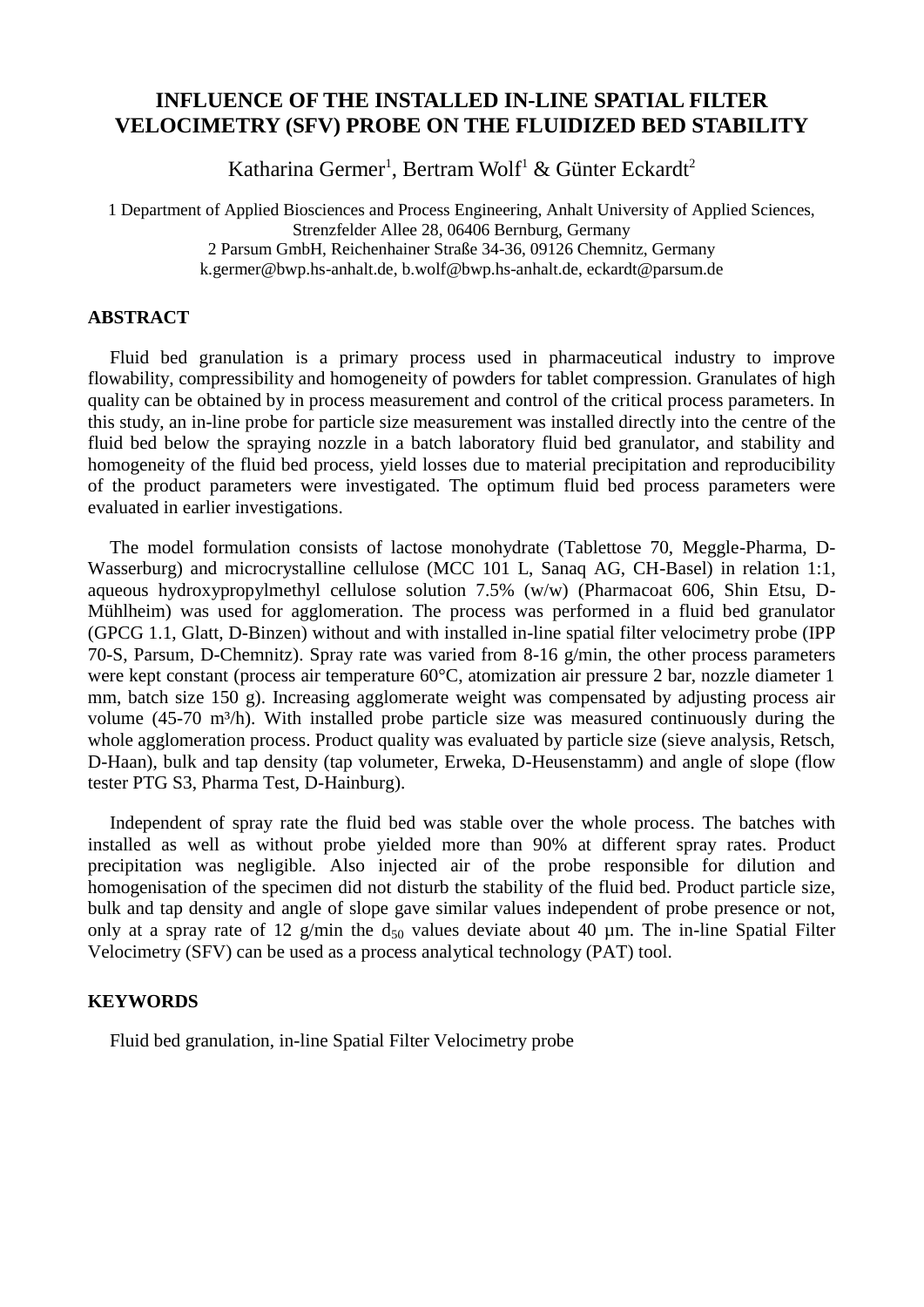# INFLUENCE OF THE INSTALLED IN-LINE SPATIAL FILTER VELOCIMETRY (SFV) PROBE ON THE FLUIDIZED BED STABILITY

Katharina Germer[1], Bertram Wolf[1] & Günter Eckardt[2]

1 Department of Applied Biosciences and Process Engineering, Anhalt University of Applied Sciences, Strenzfelder Allee 28, 06406 Bernburg, Germany
2 Parsum GmbH, Reichenhainer Straße 34-36, 09126 Chemnitz, Germany
k.germer@bwp.hs-anhalt.de, b.wolf@bwp.hs-anhalt.de, eckardt@parsum.de

## ABSTRACT

Fluid bed granulation is a primary process used in pharmaceutical industry to improve flowability, compressibility and homogeneity of powders for tablet compression. Granulates of high quality can be obtained by in process measurement and control of the critical process parameters. In this study, an in-line probe for particle size measurement was installed directly into the centre of the fluid bed below the spraying nozzle in a batch laboratory fluid bed granulator, and stability and homogeneity of the fluid bed process, yield losses due to material precipitation and reproducibility of the product parameters were investigated. The optimum fluid bed process parameters were evaluated in earlier investigations.

The model formulation consists of lactose monohydrate (Tablettose 70, Meggle-Pharma, D-Wasserburg) and microcrystalline cellulose (MCC 101 L, Sanaq AG, CH-Basel) in relation 1:1, aqueous hydroxypropylmethyl cellulose solution 7.5% (w/w) (Pharmacoat 606, Shin Etsu, D-Mühlheim) was used for agglomeration. The process was performed in a fluid bed granulator (GPCG 1.1, Glatt, D-Binzen) without and with installed in-line spatial filter velocimetry probe (IPP 70-S, Parsum, D-Chemnitz). Spray rate was varied from 8-16 g/min, the other process parameters were kept constant (process air temperature 60°C, atomization air pressure 2 bar, nozzle diameter 1 mm, batch size 150 g). Increasing agglomerate weight was compensated by adjusting process air volume (45-70 m³/h). With installed probe particle size was measured continuously during the whole agglomeration process. Product quality was evaluated by particle size (sieve analysis, Retsch, D-Haan), bulk and tap density (tap volumeter, Erweka, D-Heusenstamm) and angle of slope (flow tester PTG S3, Pharma Test, D-Hainburg).

Independent of spray rate the fluid bed was stable over the whole process. The batches with installed as well as without probe yielded more than 90% at different spray rates. Product precipitation was negligible. Also injected air of the probe responsible for dilution and homogenisation of the specimen did not disturb the stability of the fluid bed. Product particle size, bulk and tap density and angle of slope gave similar values independent of probe presence or not, only at a spray rate of 12 g/min the $d_{50}$ values deviate about 40 µm. The in-line Spatial Filter Velocimetry (SFV) can be used as a process analytical technology (PAT) tool.

## KEYWORDS

Fluid bed granulation, in-line Spatial Filter Velocimetry probe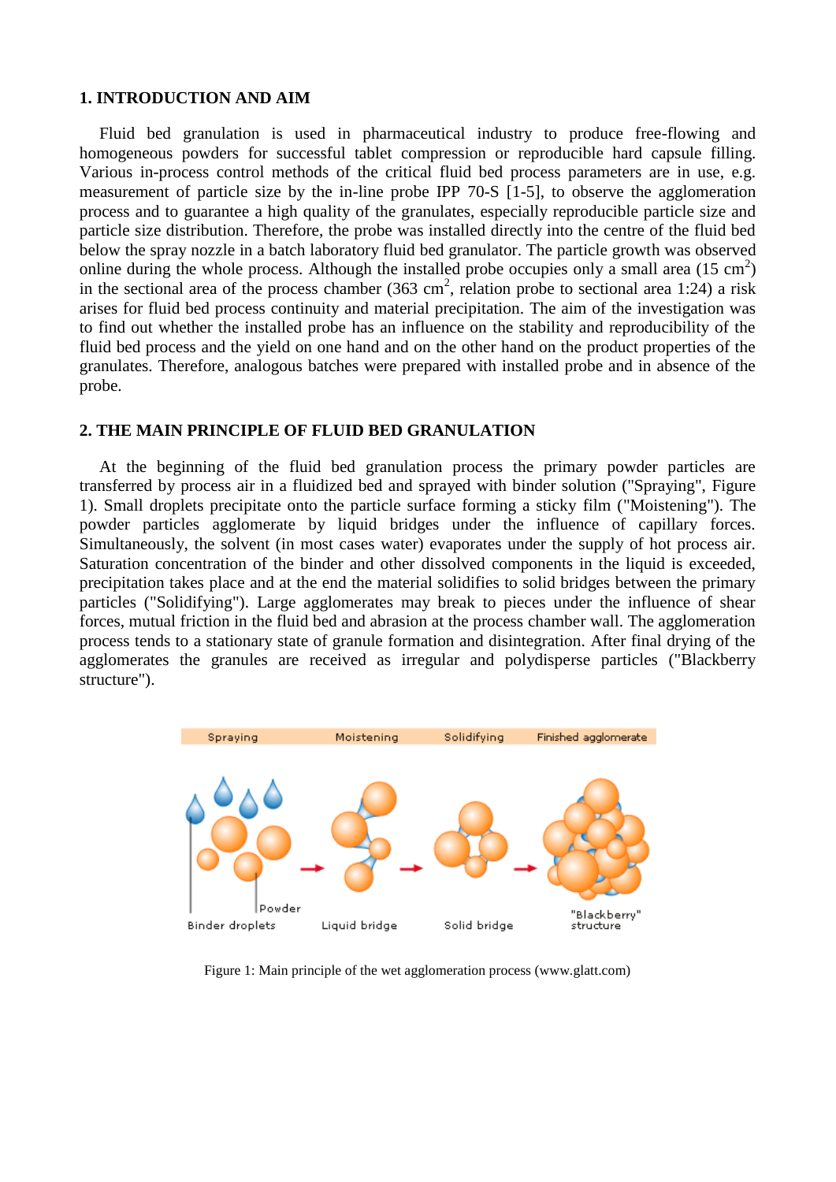## 1. INTRODUCTION AND AIM

Fluid bed granulation is used in pharmaceutical industry to produce free-flowing and homogeneous powders for successful tablet compression or reproducible hard capsule filling. Various in-process control methods of the critical fluid bed process parameters are in use, e.g. measurement of particle size by the in-line probe IPP 70-S [1-5], to observe the agglomeration process and to guarantee a high quality of the granulates, especially reproducible particle size and particle size distribution. Therefore, the probe was installed directly into the centre of the fluid bed below the spray nozzle in a batch laboratory fluid bed granulator. The particle growth was observed online during the whole process. Although the installed probe occupies only a small area (15 $cm^2$) in the sectional area of the process chamber (363 $cm^2$, relation probe to sectional area 1:24) a risk arises for fluid bed process continuity and material precipitation. The aim of the investigation was to find out whether the installed probe has an influence on the stability and reproducibility of the fluid bed process and the yield on one hand and on the other hand on the product properties of the granulates. Therefore, analogous batches were prepared with installed probe and in absence of the probe.

## 2. THE MAIN PRINCIPLE OF FLUID BED GRANULATION

At the beginning of the fluid bed granulation process the primary powder particles are transferred by process air in a fluidized bed and sprayed with binder solution ("Spraying", Figure 1). Small droplets precipitate onto the particle surface forming a sticky film ("Moistening"). The powder particles agglomerate by liquid bridges under the influence of capillary forces. Simultaneously, the solvent (in most cases water) evaporates under the supply of hot process air. Saturation concentration of the binder and other dissolved components in the liquid is exceeded, precipitation takes place and at the end the material solidifies to solid bridges between the primary particles ("Solidifying"). Large agglomerates may break to pieces under the influence of shear forces, mutual friction in the fluid bed and abrasion at the process chamber wall. The agglomeration process tends to a stationary state of granule formation and disintegration. After final drying of the agglomerates the granules are received as irregular and polydisperse particles ("Blackberry structure").

Figure 1: Main principle of the wet agglomeration process (www.glatt.com)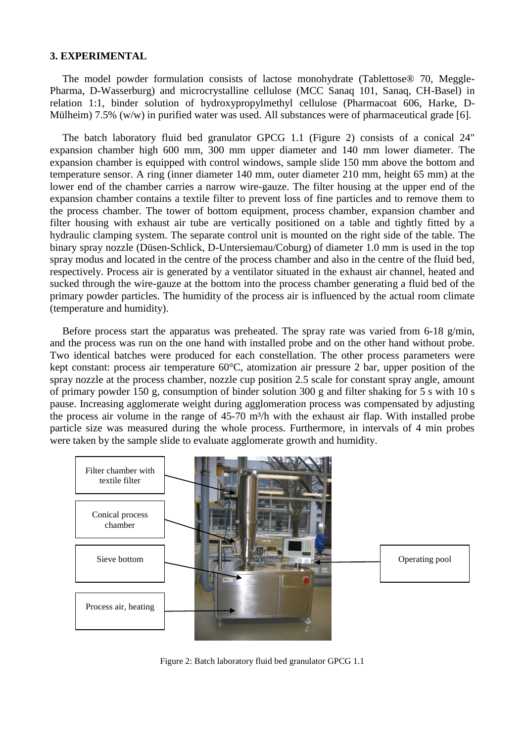## 3. EXPERIMENTAL

The model powder formulation consists of lactose monohydrate (Tablettose® 70, Meggle-Pharma, D-Wasserburg) and microcrystalline cellulose (MCC Sanaq 101, Sanaq, CH-Basel) in relation 1:1, binder solution of hydroxypropylmethyl cellulose (Pharmacoat 606, Harke, D-Mülheim) 7.5% (w/w) in purified water was used. All substances were of pharmaceutical grade [6].

The batch laboratory fluid bed granulator GPCG 1.1 (Figure 2) consists of a conical 24" expansion chamber high 600 mm, 300 mm upper diameter and 140 mm lower diameter. The expansion chamber is equipped with control windows, sample slide 150 mm above the bottom and temperature sensor. A ring (inner diameter 140 mm, outer diameter 210 mm, height 65 mm) at the lower end of the chamber carries a narrow wire-gauze. The filter housing at the upper end of the expansion chamber contains a textile filter to prevent loss of fine particles and to remove them to the process chamber. The tower of bottom equipment, process chamber, expansion chamber and filter housing with exhaust air tube are vertically positioned on a table and tightly fitted by a hydraulic clamping system. The separate control unit is mounted on the right side of the table. The binary spray nozzle (Düsen-Schlick, D-Untersiemau/Coburg) of diameter 1.0 mm is used in the top spray modus and located in the centre of the process chamber and also in the centre of the fluid bed, respectively. Process air is generated by a ventilator situated in the exhaust air channel, heated and sucked through the wire-gauze at the bottom into the process chamber generating a fluid bed of the primary powder particles. The humidity of the process air is influenced by the actual room climate (temperature and humidity).

Before process start the apparatus was preheated. The spray rate was varied from 6-18 g/min, and the process was run on the one hand with installed probe and on the other hand without probe. Two identical batches were produced for each constellation. The other process parameters were kept constant: process air temperature 60°C, atomization air pressure 2 bar, upper position of the spray nozzle at the process chamber, nozzle cup position 2.5 scale for constant spray angle, amount of primary powder 150 g, consumption of binder solution 300 g and filter shaking for 5 s with 10 s pause. Increasing agglomerate weight during agglomeration process was compensated by adjusting the process air volume in the range of 45-70 $m^3/h$ with the exhaust air flap. With installed probe particle size was measured during the whole process. Furthermore, in intervals of 4 min probes were taken by the sample slide to evaluate agglomerate growth and humidity.

Filter chamber with textile filter

Conical process chamber

Sieve bottom

Process air, heating

Operating pool

Figure 2: Batch laboratory fluid bed granulator GPCG 1.1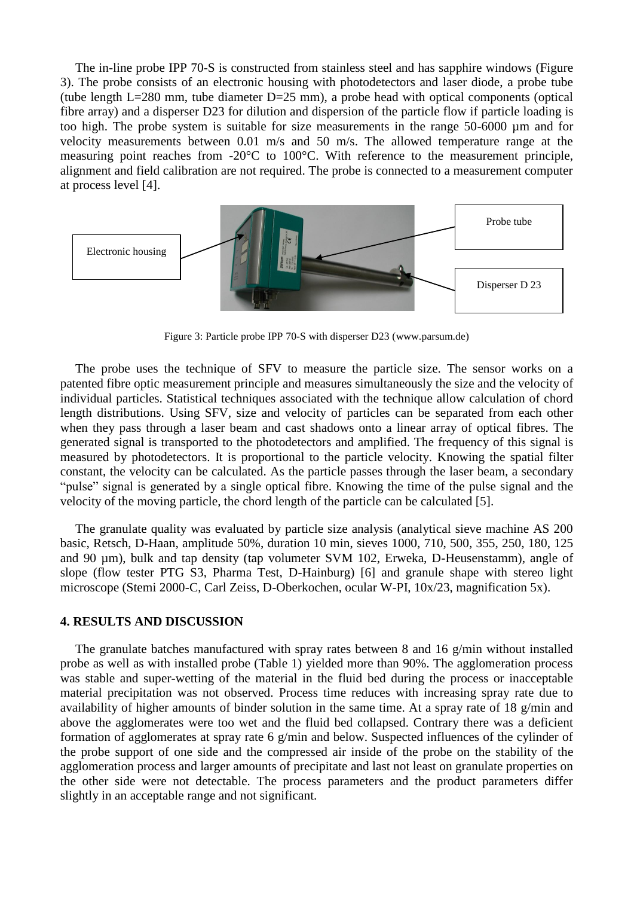The in-line probe IPP 70-S is constructed from stainless steel and has sapphire windows (Figure 3). The probe consists of an electronic housing with photodetectors and laser diode, a probe tube (tube length L=280 mm, tube diameter D=25 mm), a probe head with optical components (optical fibre array) and a disperser D23 for dilution and dispersion of the particle flow if particle loading is too high. The probe system is suitable for size measurements in the range 50-6000 µm and for velocity measurements between 0.01 m/s and 50 m/s. The allowed temperature range at the measuring point reaches from -20°C to 100°C. With reference to the measurement principle, alignment and field calibration are not required. The probe is connected to a measurement computer at process level [4].

Electronic housing

Probe tube

Disperser D 23

Figure 3: Particle probe IPP 70-S with disperser D23 (www.parsum.de)

The probe uses the technique of SFV to measure the particle size. The sensor works on a patented fibre optic measurement principle and measures simultaneously the size and the velocity of individual particles. Statistical techniques associated with the technique allow calculation of chord length distributions. Using SFV, size and velocity of particles can be separated from each other when they pass through a laser beam and cast shadows onto a linear array of optical fibres. The generated signal is transported to the photodetectors and amplified. The frequency of this signal is measured by photodetectors. It is proportional to the particle velocity. Knowing the spatial filter constant, the velocity can be calculated. As the particle passes through the laser beam, a secondary "pulse" signal is generated by a single optical fibre. Knowing the time of the pulse signal and the velocity of the moving particle, the chord length of the particle can be calculated [5].

The granulate quality was evaluated by particle size analysis (analytical sieve machine AS 200 basic, Retsch, D-Haan, amplitude 50%, duration 10 min, sieves 1000, 710, 500, 355, 250, 180, 125 and 90 µm), bulk and tap density (tap volumeter SVM 102, Erweka, D-Heusenstamm), angle of slope (flow tester PTG S3, Pharma Test, D-Hainburg) [6] and granule shape with stereo light microscope (Stemi 2000-C, Carl Zeiss, D-Oberkochen, ocular W-PI, 10x/23, magnification 5x).

## 4. RESULTS AND DISCUSSION

The granulate batches manufactured with spray rates between 8 and 16 g/min without installed probe as well as with installed probe (Table 1) yielded more than 90%. The agglomeration process was stable and super-wetting of the material in the fluid bed during the process or inacceptable material precipitation was not observed. Process time reduces with increasing spray rate due to availability of higher amounts of binder solution in the same time. At a spray rate of 18 g/min and above the agglomerates were too wet and the fluid bed collapsed. Contrary there was a deficient formation of agglomerates at spray rate 6 g/min and below. Suspected influences of the cylinder of the probe support of one side and the compressed air inside of the probe on the stability of the agglomeration process and larger amounts of precipitate and last not least on granulate properties on the other side were not detectable. The process parameters and the product parameters differ slightly in an acceptable range and not significant.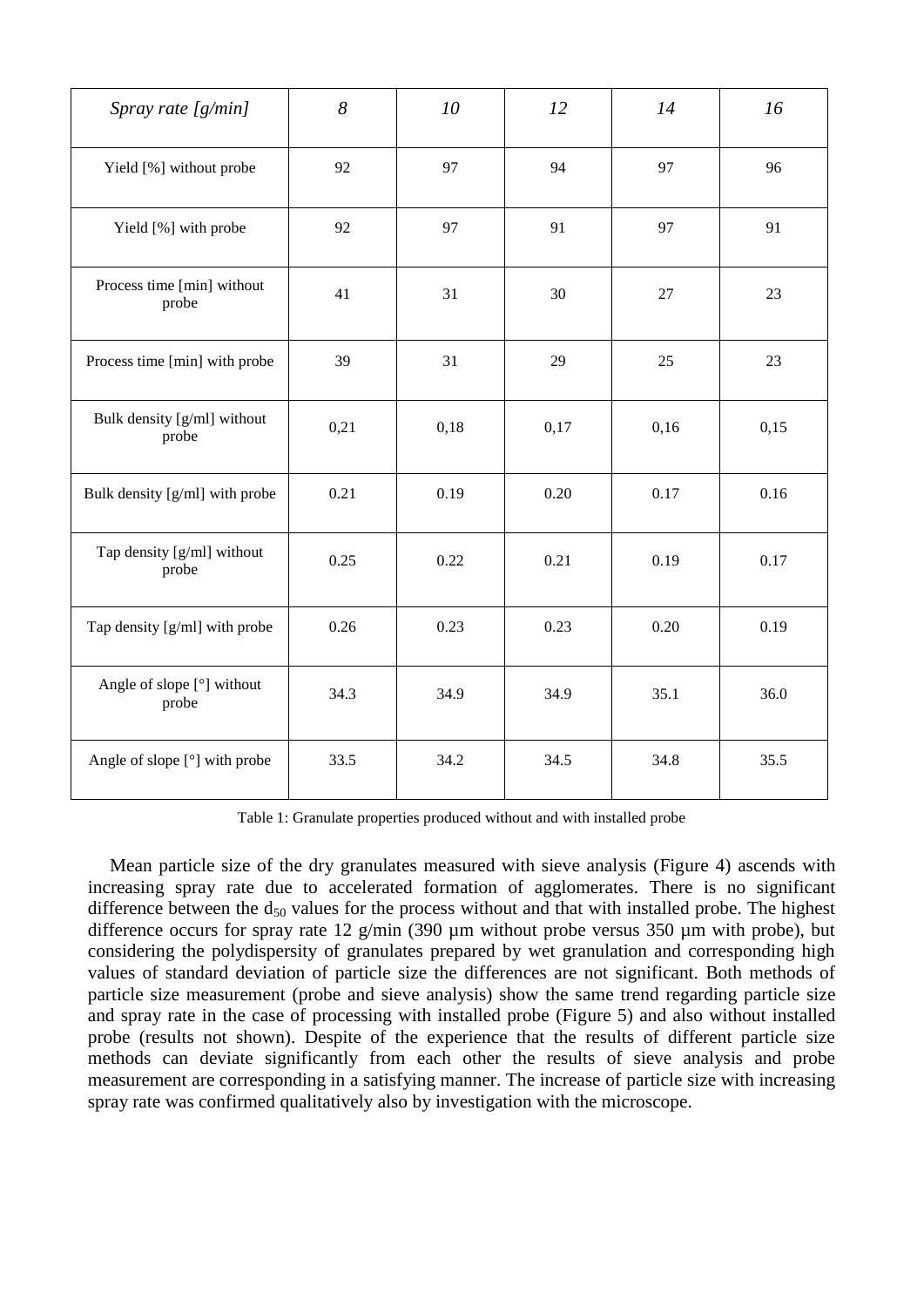| *Spray rate [g/min]* | *8* | *10* | *12* | *14* | *16* |
|---|---|---|---|---|---|
| Yield [%] without probe | 92 | 97 | 94 | 97 | 96 |
| Yield [%] with probe | 92 | 97 | 91 | 97 | 91 |
| Process time [min] without probe | 41 | 31 | 30 | 27 | 23 |
| Process time [min] with probe | 39 | 31 | 29 | 25 | 23 |
| Bulk density [g/ml] without probe | 0,21 | 0,18 | 0,17 | 0,16 | 0,15 |
| Bulk density [g/ml] with probe | 0.21 | 0.19 | 0.20 | 0.17 | 0.16 |
| Tap density [g/ml] without probe | 0.25 | 0.22 | 0.21 | 0.19 | 0.17 |
| Tap density [g/ml] with probe | 0.26 | 0.23 | 0.23 | 0.20 | 0.19 |
| Angle of slope [°] without probe | 34.3 | 34.9 | 34.9 | 35.1 | 36.0 |
| Angle of slope [°] with probe | 33.5 | 34.2 | 34.5 | 34.8 | 35.5 |

Table 1: Granulate properties produced without and with installed probe

Mean particle size of the dry granulates measured with sieve analysis (Figure 4) ascends with increasing spray rate due to accelerated formation of agglomerates. There is no significant difference between the $d_{50}$ values for the process without and that with installed probe. The highest difference occurs for spray rate 12 g/min (390 µm without probe versus 350 µm with probe), but considering the polydispersity of granulates prepared by wet granulation and corresponding high values of standard deviation of particle size the differences are not significant. Both methods of particle size measurement (probe and sieve analysis) show the same trend regarding particle size and spray rate in the case of processing with installed probe (Figure 5) and also without installed probe (results not shown). Despite of the experience that the results of different particle size methods can deviate significantly from each other the results of sieve analysis and probe measurement are corresponding in a satisfying manner. The increase of particle size with increasing spray rate was confirmed qualitatively also by investigation with the microscope.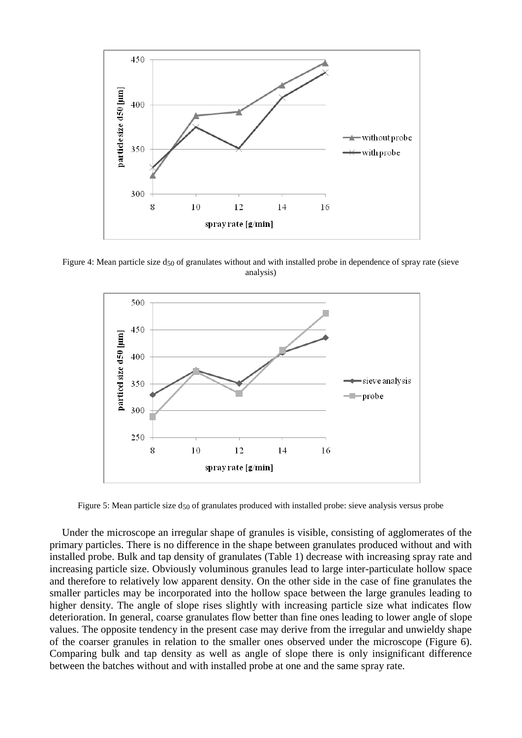Figure 4: Mean particle size $d_{50}$ of granulates without and with installed probe in dependence of spray rate (sieve analysis)

Figure 5: Mean particle size $d_{50}$ of granulates produced with installed probe: sieve analysis versus probe

Under the microscope an irregular shape of granules is visible, consisting of agglomerates of the primary particles. There is no difference in the shape between granulates produced without and with installed probe. Bulk and tap density of granulates (Table 1) decrease with increasing spray rate and increasing particle size. Obviously voluminous granules lead to large inter-particulate hollow space and therefore to relatively low apparent density. On the other side in the case of fine granulates the smaller particles may be incorporated into the hollow space between the large granules leading to higher density. The angle of slope rises slightly with increasing particle size what indicates flow deterioration. In general, coarse granulates flow better than fine ones leading to lower angle of slope values. The opposite tendency in the present case may derive from the irregular and unwieldy shape of the coarser granules in relation to the smaller ones observed under the microscope (Figure 6). Comparing bulk and tap density as well as angle of slope there is only insignificant difference between the batches without and with installed probe at one and the same spray rate.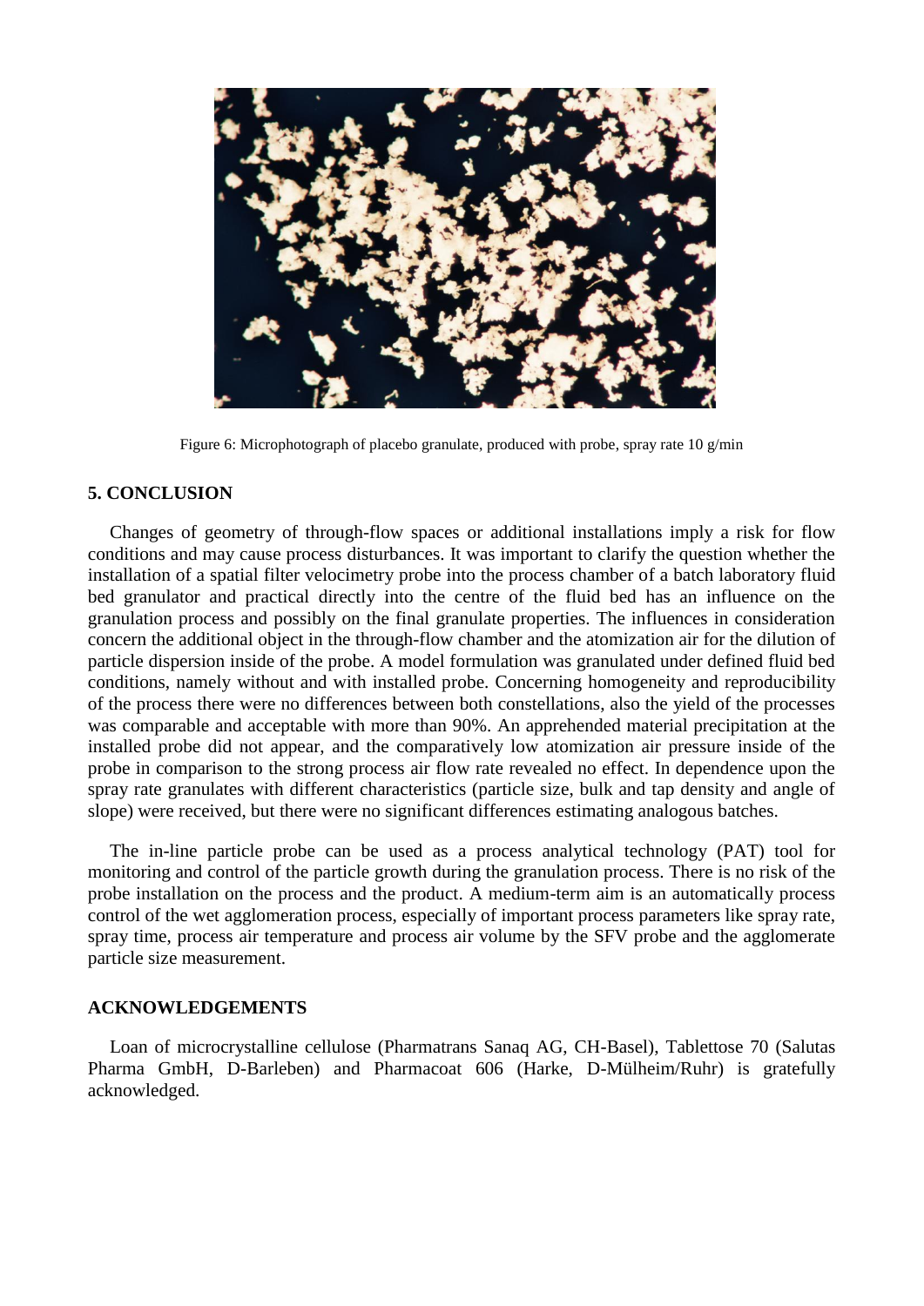Figure 6: Microphotograph of placebo granulate, produced with probe, spray rate 10 g/min

## 5. CONCLUSION

Changes of geometry of through-flow spaces or additional installations imply a risk for flow conditions and may cause process disturbances. It was important to clarify the question whether the installation of a spatial filter velocimetry probe into the process chamber of a batch laboratory fluid bed granulator and practical directly into the centre of the fluid bed has an influence on the granulation process and possibly on the final granulate properties. The influences in consideration concern the additional object in the through-flow chamber and the atomization air for the dilution of particle dispersion inside of the probe. A model formulation was granulated under defined fluid bed conditions, namely without and with installed probe. Concerning homogeneity and reproducibility of the process there were no differences between both constellations, also the yield of the processes was comparable and acceptable with more than 90%. An apprehended material precipitation at the installed probe did not appear, and the comparatively low atomization air pressure inside of the probe in comparison to the strong process air flow rate revealed no effect. In dependence upon the spray rate granulates with different characteristics (particle size, bulk and tap density and angle of slope) were received, but there were no significant differences estimating analogous batches.

The in-line particle probe can be used as a process analytical technology (PAT) tool for monitoring and control of the particle growth during the granulation process. There is no risk of the probe installation on the process and the product. A medium-term aim is an automatically process control of the wet agglomeration process, especially of important process parameters like spray rate, spray time, process air temperature and process air volume by the SFV probe and the agglomerate particle size measurement.

## ACKNOWLEDGEMENTS

Loan of microcrystalline cellulose (Pharmatrans Sanaq AG, CH-Basel), Tablettose 70 (Salutas Pharma GmbH, D-Barleben) and Pharmacoat 606 (Harke, D-Mülheim/Ruhr) is gratefully acknowledged.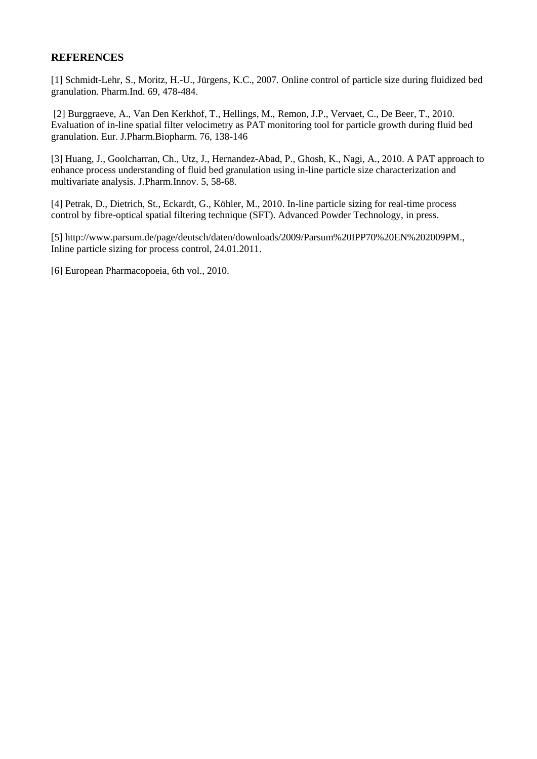## REFERENCES

[1] Schmidt-Lehr, S., Moritz, H.-U., Jürgens, K.C., 2007. Online control of particle size during fluidized bed granulation. Pharm.Ind. 69, 478-484.

[2] Burggraeve, A., Van Den Kerkhof, T., Hellings, M., Remon, J.P., Vervaet, C., De Beer, T., 2010. Evaluation of in-line spatial filter velocimetry as PAT monitoring tool for particle growth during fluid bed granulation. Eur. J.Pharm.Biopharm. 76, 138-146

[3] Huang, J., Goolcharran, Ch., Utz, J., Hernandez-Abad, P., Ghosh, K., Nagi, A., 2010. A PAT approach to enhance process understanding of fluid bed granulation using in-line particle size characterization and multivariate analysis. J.Pharm.Innov. 5, 58-68.

[4] Petrak, D., Dietrich, St., Eckardt, G., Köhler, M., 2010. In-line particle sizing for real-time process control by fibre-optical spatial filtering technique (SFT). Advanced Powder Technology, in press.

[5] http://www.parsum.de/page/deutsch/daten/downloads/2009/Parsum%20IPP70%20EN%202009PM., Inline particle sizing for process control, 24.01.2011.

[6] European Pharmacopoeia, 6th vol., 2010.